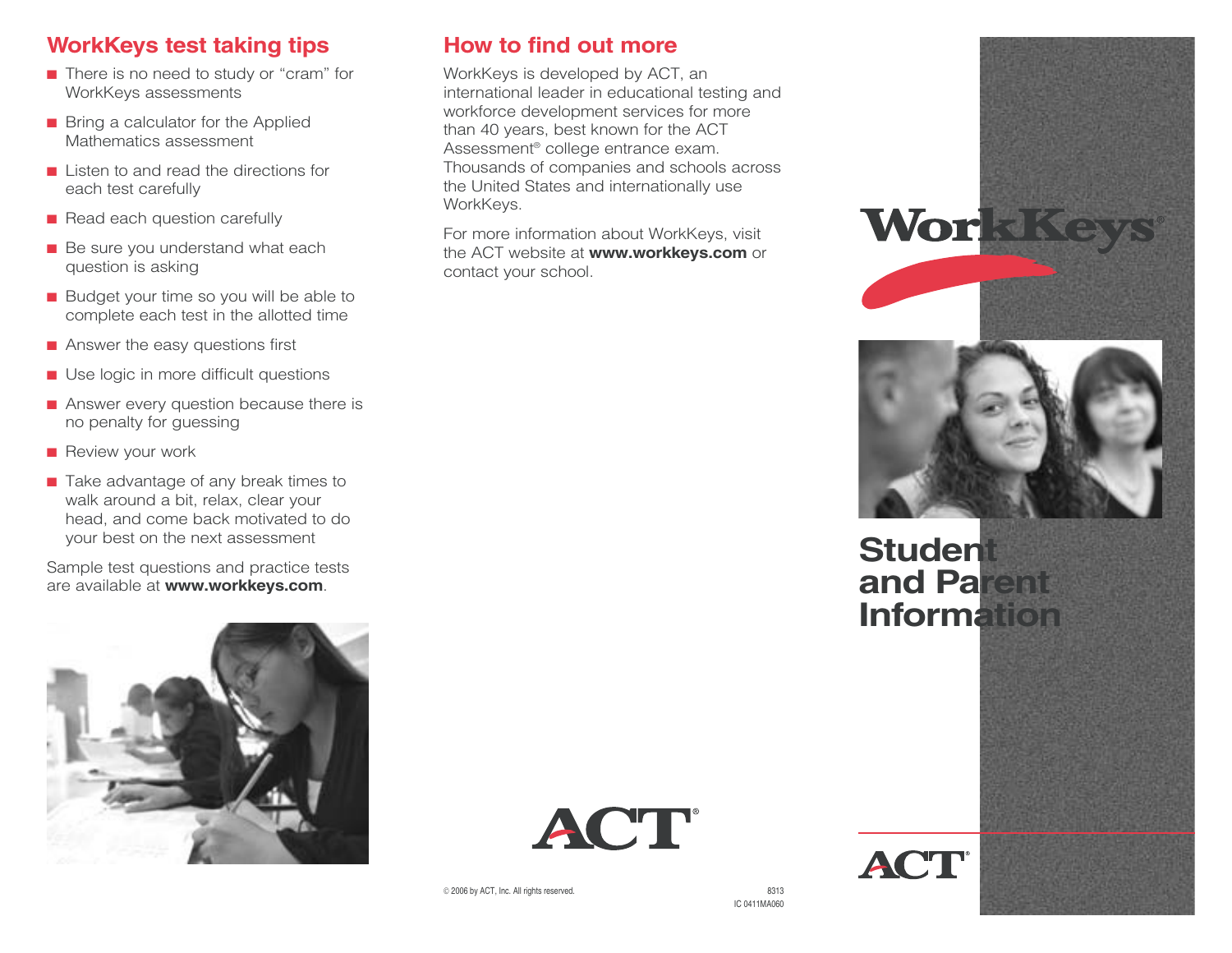## WorkKeys test taking tips

- There is no need to study or "cram" for WorkKeys assessments
- Bring a calculator for the Applied Mathematics assessment
- Listen to and read the directions for each test carefully
- Read each question carefully
- Be sure you understand what each question is asking
- Budget your time so you will be able to complete each test in the allotted time
- Answer the easy questions first
- Use logic in more difficult questions
- Answer every question because there is no penalty for guessing
- Review your work
- Take advantage of any break times to walk around a bit, relax, clear your head, and come back motivated to do your best on the next assessment

Sample test questions and practice tests are available at **www.workkeys.com**.

## How to find out more

WorkKeys is developed by ACT, an international leader in educational testing and workforce development services for more than 40 years, best known for the ACT Assessment® college entrance exam. Thousands of companies and schools across the United States and internationally use WorkKeys.

For more information about WorkKeys, visit the ACT website at **www.workkeys.com** or contact your school.

ACT®

© 2006 by ACT, Inc. All rights reserved.

8313
IC 0411MA060

# WorkKeys®

# Student and Parent Information

ACT®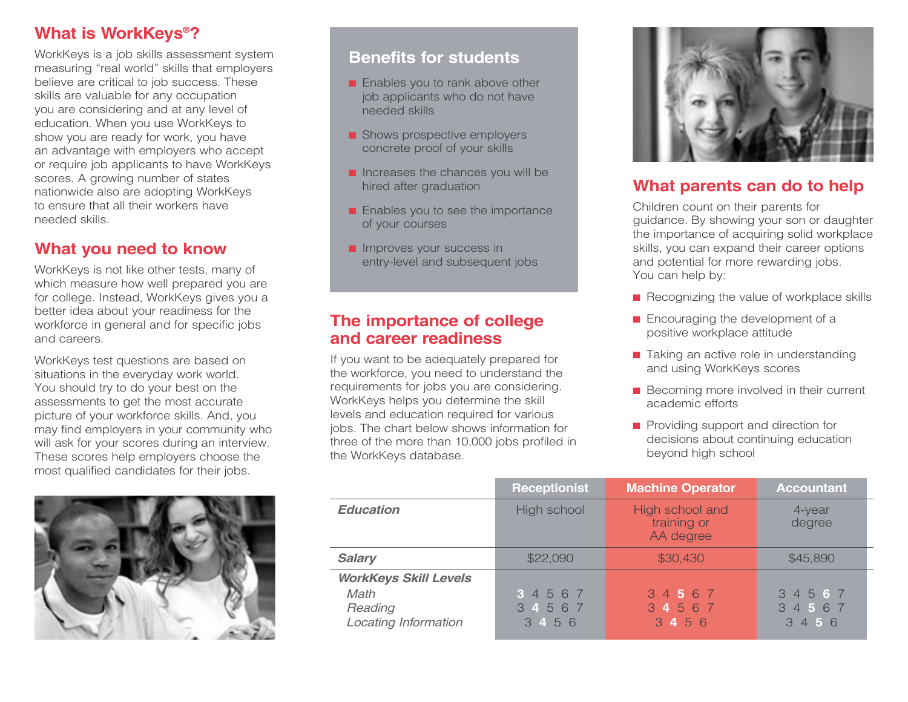## What is WorkKeys®?

WorkKeys is a job skills assessment system measuring "real world" skills that employers believe are critical to job success. These skills are valuable for any occupation you are considering and at any level of education. When you use WorkKeys to show you are ready for work, you have an advantage with employers who accept or require job applicants to have WorkKeys scores. A growing number of states nationwide also are adopting WorkKeys to ensure that all their workers have needed skills.

## What you need to know

WorkKeys is not like other tests, many of which measure how well prepared you are for college. Instead, WorkKeys gives you a better idea about your readiness for the workforce in general and for specific jobs and careers.

WorkKeys test questions are based on situations in the everyday work world. You should try to do your best on the assessments to get the most accurate picture of your workforce skills. And, you may find employers in your community who will ask for your scores during an interview. These scores help employers choose the most qualified candidates for their jobs.

## Benefits for students

- Enables you to rank above other job applicants who do not have needed skills
- Shows prospective employers concrete proof of your skills
- Increases the chances you will be hired after graduation
- Enables you to see the importance of your courses
- Improves your success in entry-level and subsequent jobs

## The importance of college and career readiness

If you want to be adequately prepared for the workforce, you need to understand the requirements for jobs you are considering. WorkKeys helps you determine the skill levels and education required for various jobs. The chart below shows information for three of the more than 10,000 jobs profiled in the WorkKeys database.

| | Receptionist | Machine Operator | Accountant |
|---|---|---|---|
| ***Education*** | High school | High school and training or AA degree | 4-year degree |
| ***Salary*** | $22,090 | $30,430 | $45,890 |
| ***WorkKeys Skill Levels*** | | | |
| *Math* | **3** 4 5 6 7 | 3 4 **5** 6 7 | 3 4 5 **6** 7 |
| *Reading* | 3 **4** 5 6 7 | 3 **4** 5 6 7 | 3 4 **5** 6 7 |
| *Locating Information* | 3 **4** 5 6 | 3 **4** 5 6 | 3 4 **5** 6 |

## What parents can do to help

Children count on their parents for guidance. By showing your son or daughter the importance of acquiring solid workplace skills, you can expand their career options and potential for more rewarding jobs. You can help by:

- Recognizing the value of workplace skills
- Encouraging the development of a positive workplace attitude
- Taking an active role in understanding and using WorkKeys scores
- Becoming more involved in their current academic efforts
- Providing support and direction for decisions about continuing education beyond high school